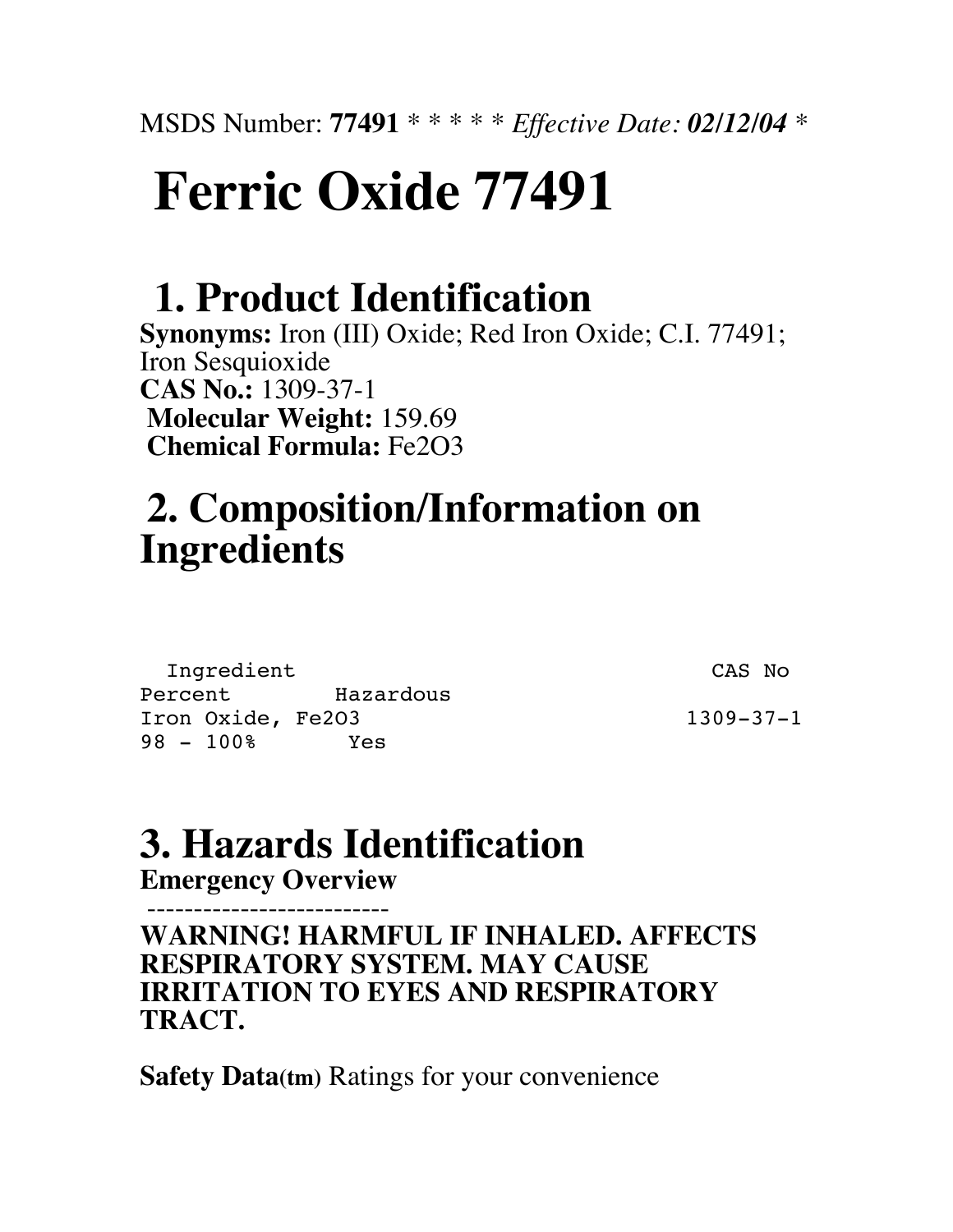MSDS Number: **77491** * * * * * *Effective Date:* ***02/12/04*** *

# Ferric Oxide 77491

## 1. Product Identification

**Synonyms:** Iron (III) Oxide; Red Iron Oxide; C.I. 77491; Iron Sesquioxide
**CAS No.:** 1309-37-1
**Molecular Weight:** 159.69
**Chemical Formula:** $Fe_2O_3$

## 2. Composition/Information on Ingredients

| Ingredient | CAS No | Percent | Hazardous |
|---|---|---|---|
| Iron Oxide, $Fe_2O_3$ | 1309-37-1 | 98 - 100% | Yes |

## 3. Hazards Identification

**Emergency Overview**

--------------------------

**WARNING! HARMFUL IF INHALED. AFFECTS RESPIRATORY SYSTEM. MAY CAUSE IRRITATION TO EYES AND RESPIRATORY TRACT.**

**Safety Data(tm)** Ratings for your convenience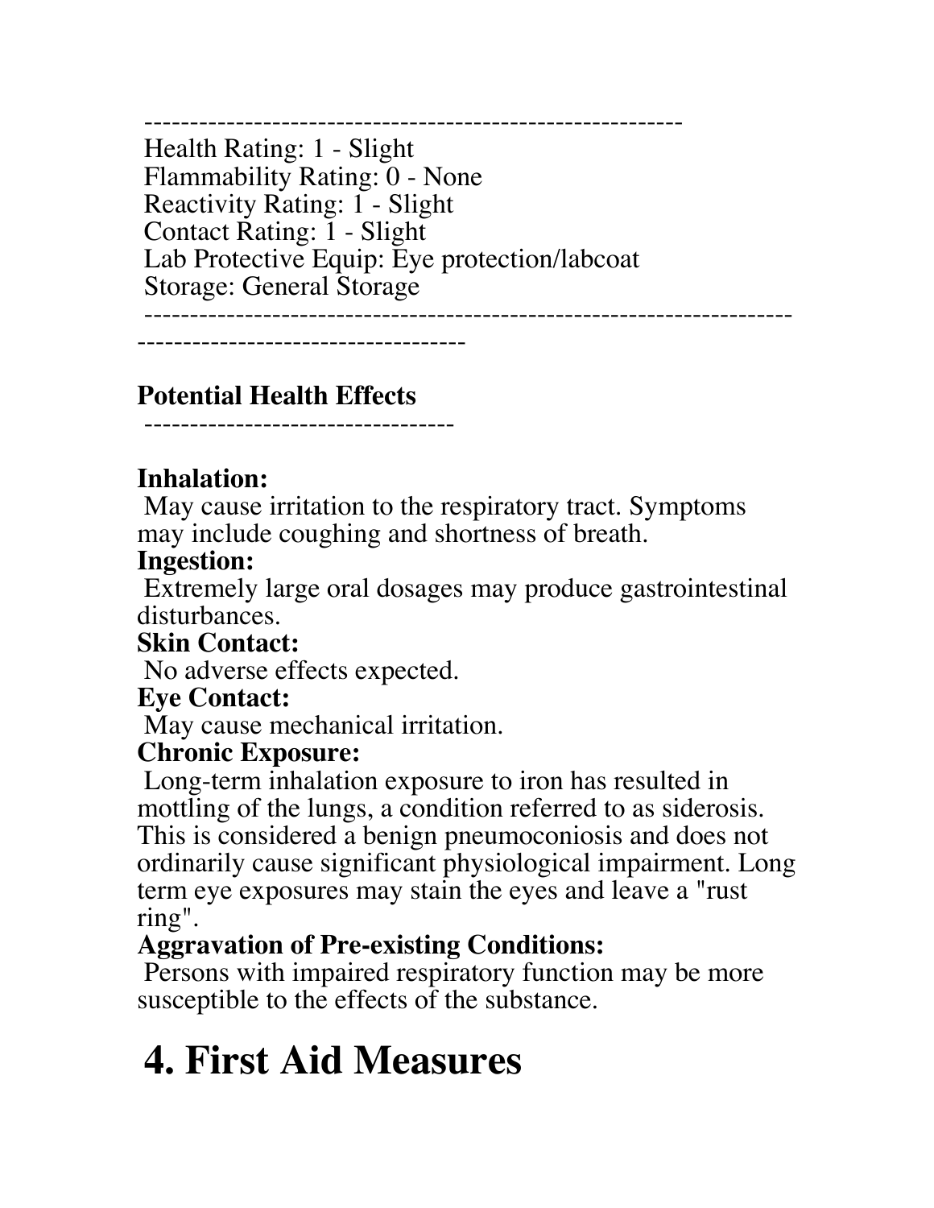---

Health Rating: 1 - Slight
Flammability Rating: 0 - None
Reactivity Rating: 1 - Slight
Contact Rating: 1 - Slight
Lab Protective Equip: Eye protection/labcoat
Storage: General Storage

---

**Potential Health Effects**

---

**Inhalation:**
May cause irritation to the respiratory tract. Symptoms may include coughing and shortness of breath.
**Ingestion:**
Extremely large oral dosages may produce gastrointestinal disturbances.
**Skin Contact:**
No adverse effects expected.
**Eye Contact:**
May cause mechanical irritation.
**Chronic Exposure:**
Long-term inhalation exposure to iron has resulted in mottling of the lungs, a condition referred to as siderosis. This is considered a benign pneumoconiosis and does not ordinarily cause significant physiological impairment. Long term eye exposures may stain the eyes and leave a "rust ring".
**Aggravation of Pre-existing Conditions:**
Persons with impaired respiratory function may be more susceptible to the effects of the substance.

# 4. First Aid Measures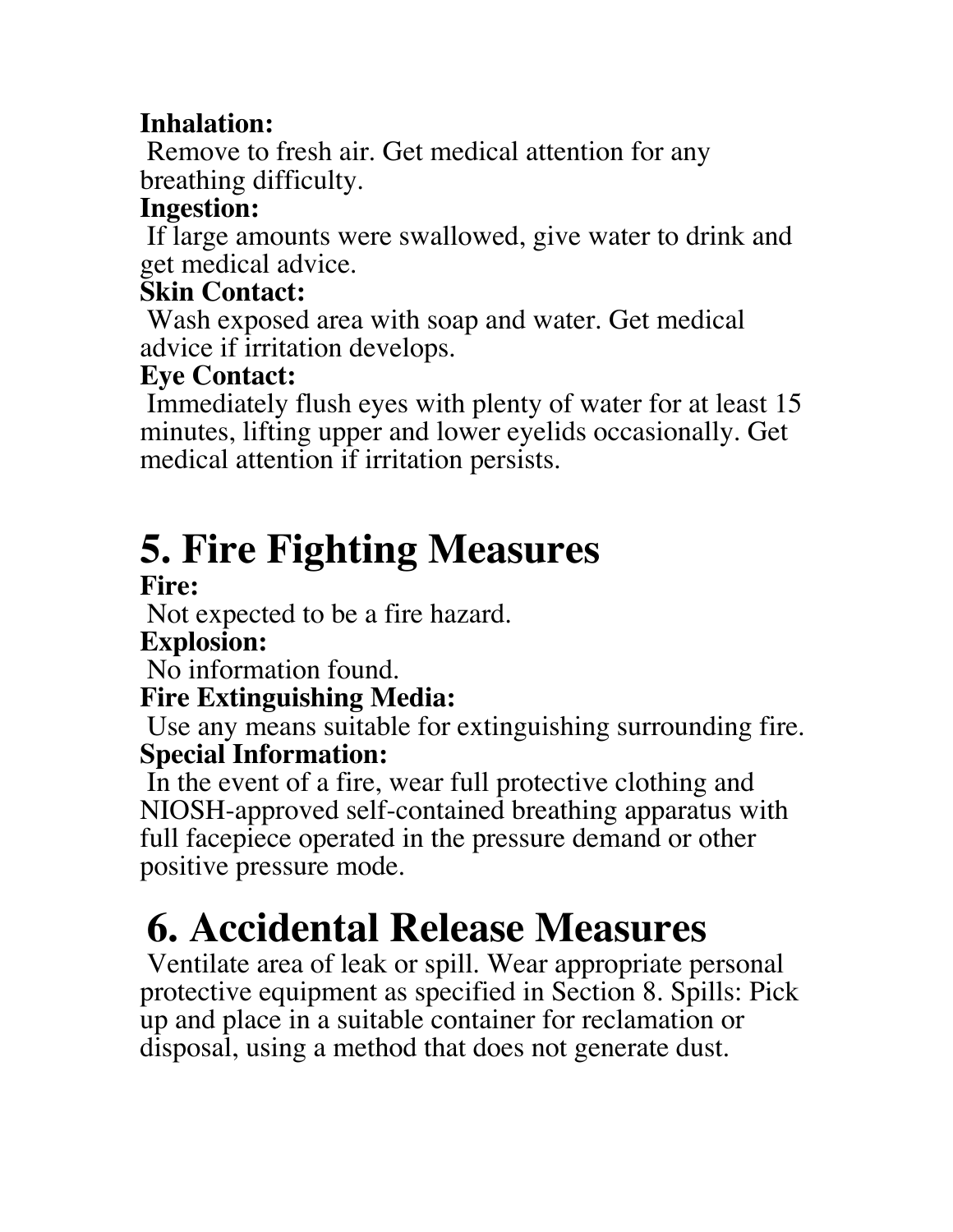**Inhalation:**

Remove to fresh air. Get medical attention for any breathing difficulty.

**Ingestion:**

If large amounts were swallowed, give water to drink and get medical advice.

**Skin Contact:**

Wash exposed area with soap and water. Get medical advice if irritation develops.

**Eye Contact:**

Immediately flush eyes with plenty of water for at least 15 minutes, lifting upper and lower eyelids occasionally. Get medical attention if irritation persists.

# 5. Fire Fighting Measures

**Fire:**

Not expected to be a fire hazard.

**Explosion:**

No information found.

**Fire Extinguishing Media:**

Use any means suitable for extinguishing surrounding fire.

**Special Information:**

In the event of a fire, wear full protective clothing and NIOSH-approved self-contained breathing apparatus with full facepiece operated in the pressure demand or other positive pressure mode.

# 6. Accidental Release Measures

Ventilate area of leak or spill. Wear appropriate personal protective equipment as specified in Section 8. Spills: Pick up and place in a suitable container for reclamation or disposal, using a method that does not generate dust.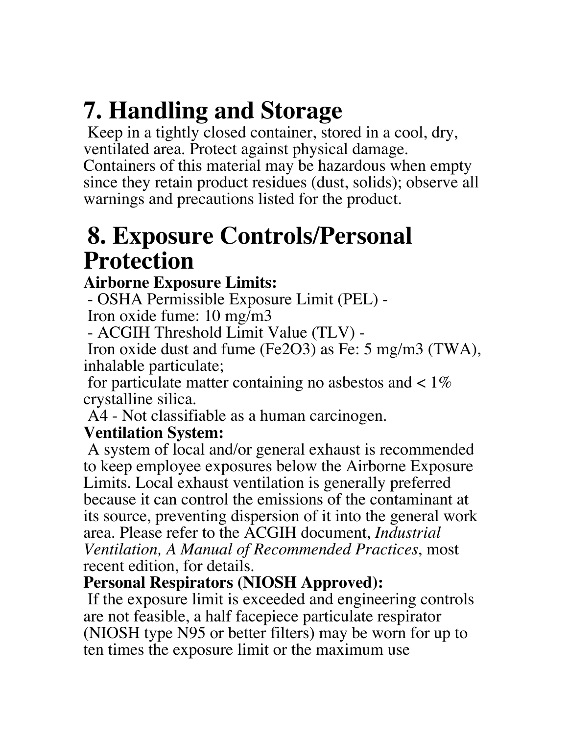# 7. Handling and Storage

Keep in a tightly closed container, stored in a cool, dry, ventilated area. Protect against physical damage. Containers of this material may be hazardous when empty since they retain product residues (dust, solids); observe all warnings and precautions listed for the product.

# 8. Exposure Controls/Personal Protection

**Airborne Exposure Limits:**

- OSHA Permissible Exposure Limit (PEL) -

Iron oxide fume: 10 mg/m3

- ACGIH Threshold Limit Value (TLV) -

Iron oxide dust and fume ($Fe_2O_3$) as Fe: 5 mg/m3 (TWA), inhalable particulate;

for particulate matter containing no asbestos and < 1% crystalline silica.

A4 - Not classifiable as a human carcinogen.

**Ventilation System:**

A system of local and/or general exhaust is recommended to keep employee exposures below the Airborne Exposure Limits. Local exhaust ventilation is generally preferred because it can control the emissions of the contaminant at its source, preventing dispersion of it into the general work area. Please refer to the ACGIH document, *Industrial Ventilation, A Manual of Recommended Practices*, most recent edition, for details.

**Personal Respirators (NIOSH Approved):**

If the exposure limit is exceeded and engineering controls are not feasible, a half facepiece particulate respirator (NIOSH type N95 or better filters) may be worn for up to ten times the exposure limit or the maximum use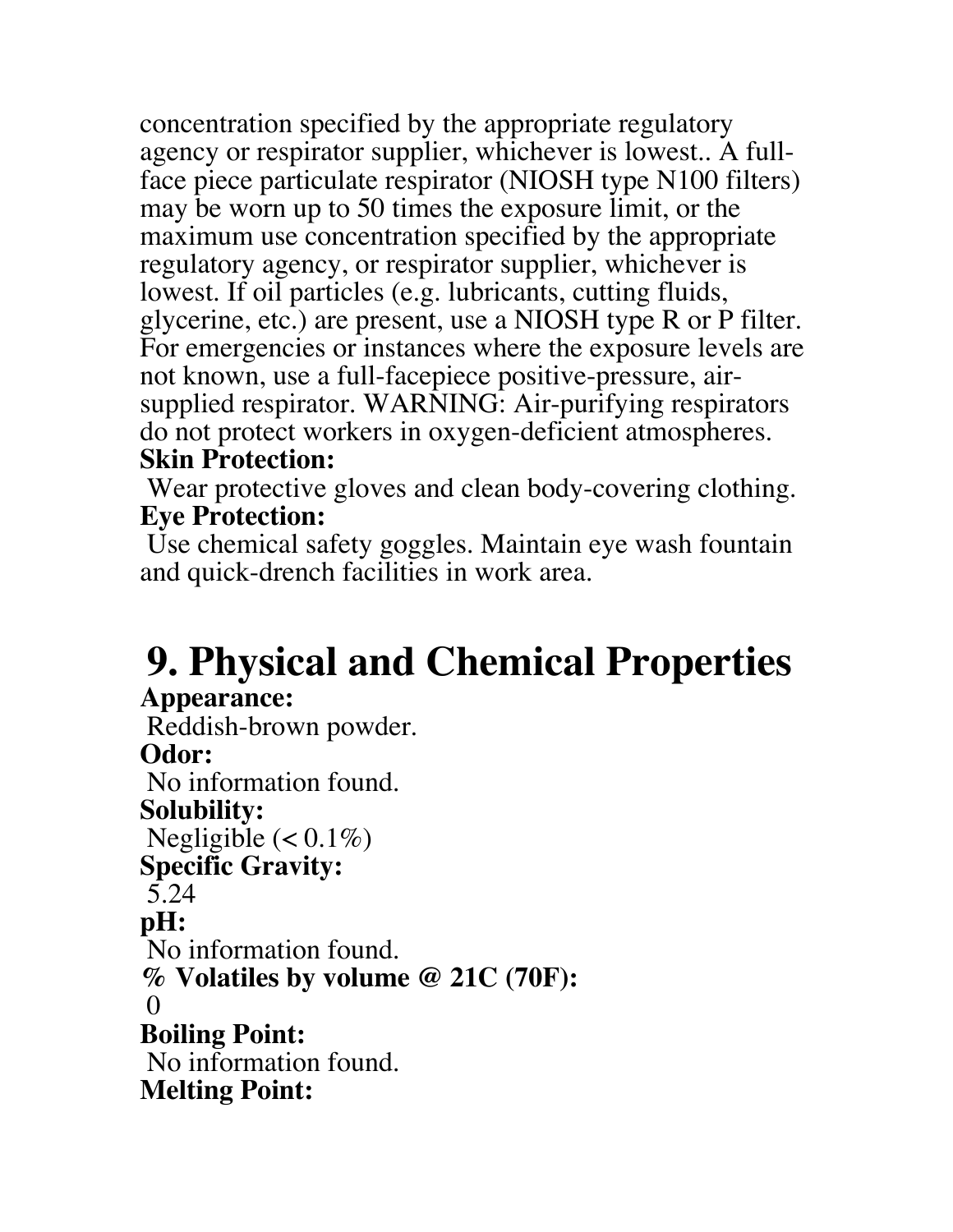concentration specified by the appropriate regulatory agency or respirator supplier, whichever is lowest.. A full-face piece particulate respirator (NIOSH type N100 filters) may be worn up to 50 times the exposure limit, or the maximum use concentration specified by the appropriate regulatory agency, or respirator supplier, whichever is lowest. If oil particles (e.g. lubricants, cutting fluids, glycerine, etc.) are present, use a NIOSH type R or P filter. For emergencies or instances where the exposure levels are not known, use a full-facepiece positive-pressure, air-supplied respirator. WARNING: Air-purifying respirators do not protect workers in oxygen-deficient atmospheres.

**Skin Protection:**

Wear protective gloves and clean body-covering clothing.

**Eye Protection:**

Use chemical safety goggles. Maintain eye wash fountain and quick-drench facilities in work area.

# 9. Physical and Chemical Properties

**Appearance:**

Reddish-brown powder.

**Odor:**

No information found.

**Solubility:**

Negligible (< 0.1%)

**Specific Gravity:**

5.24

**pH:**

No information found.

**% Volatiles by volume @ 21C (70F):**

0

**Boiling Point:**

No information found.

**Melting Point:**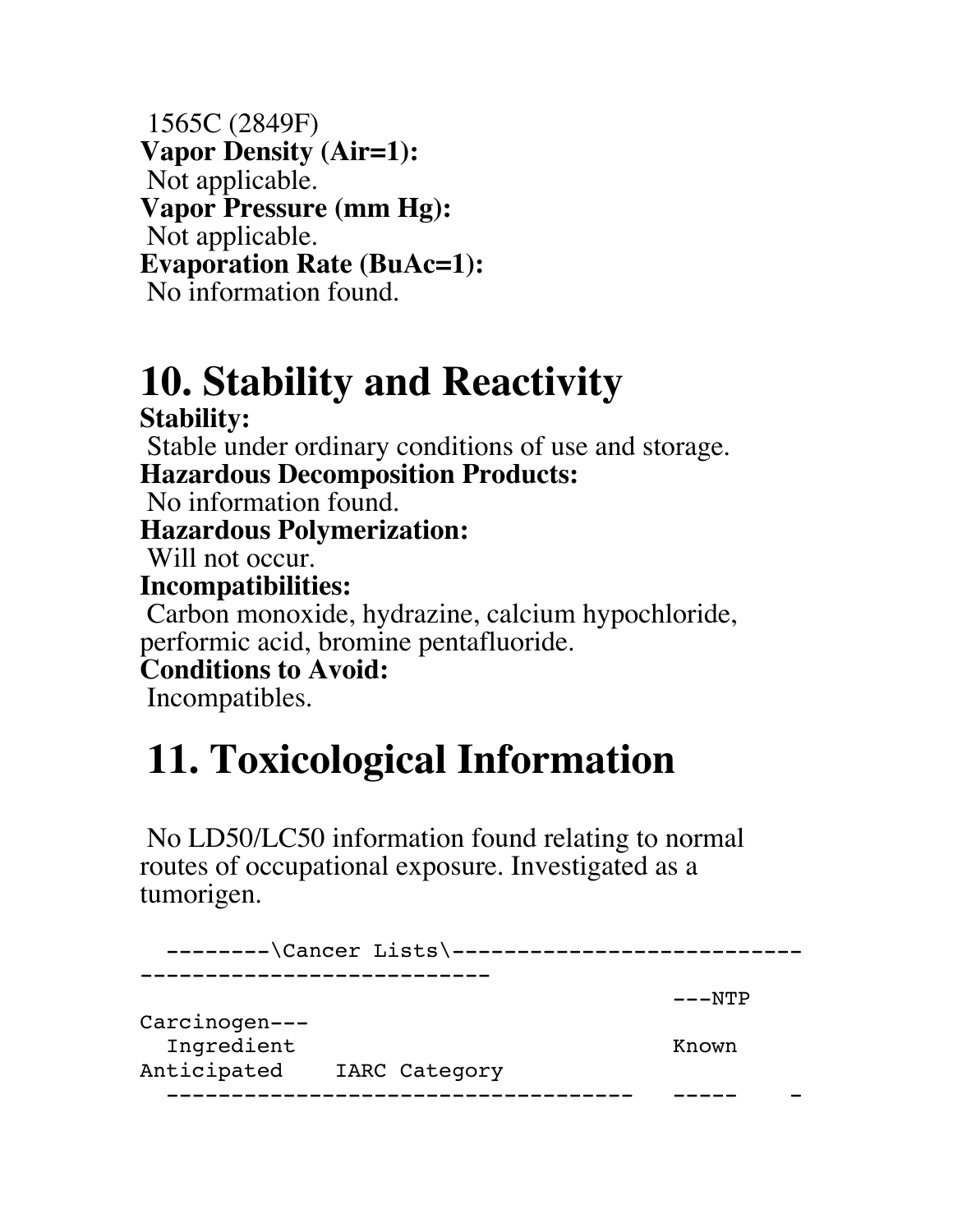1565C (2849F)

**Vapor Density (Air=1):**

Not applicable.

**Vapor Pressure (mm Hg):**

Not applicable.

**Evaporation Rate (BuAc=1):**

No information found.

# 10. Stability and Reactivity

**Stability:**

Stable under ordinary conditions of use and storage.

**Hazardous Decomposition Products:**

No information found.

**Hazardous Polymerization:**

Will not occur.

**Incompatibilities:**

Carbon monoxide, hydrazine, calcium hypochloride, performic acid, bromine pentafluoride.

**Conditions to Avoid:**

Incompatibles.

# 11. Toxicological Information

No LD50/LC50 information found relating to normal routes of occupational exposure. Investigated as a tumorigen.

```
  --------\Cancer Lists\---------------------------------------------------------
                                                   ---NTP Carcinogen---
  Ingredient                                       Known    Anticipated    IARC Category
  ------------------------------------             -----    -
```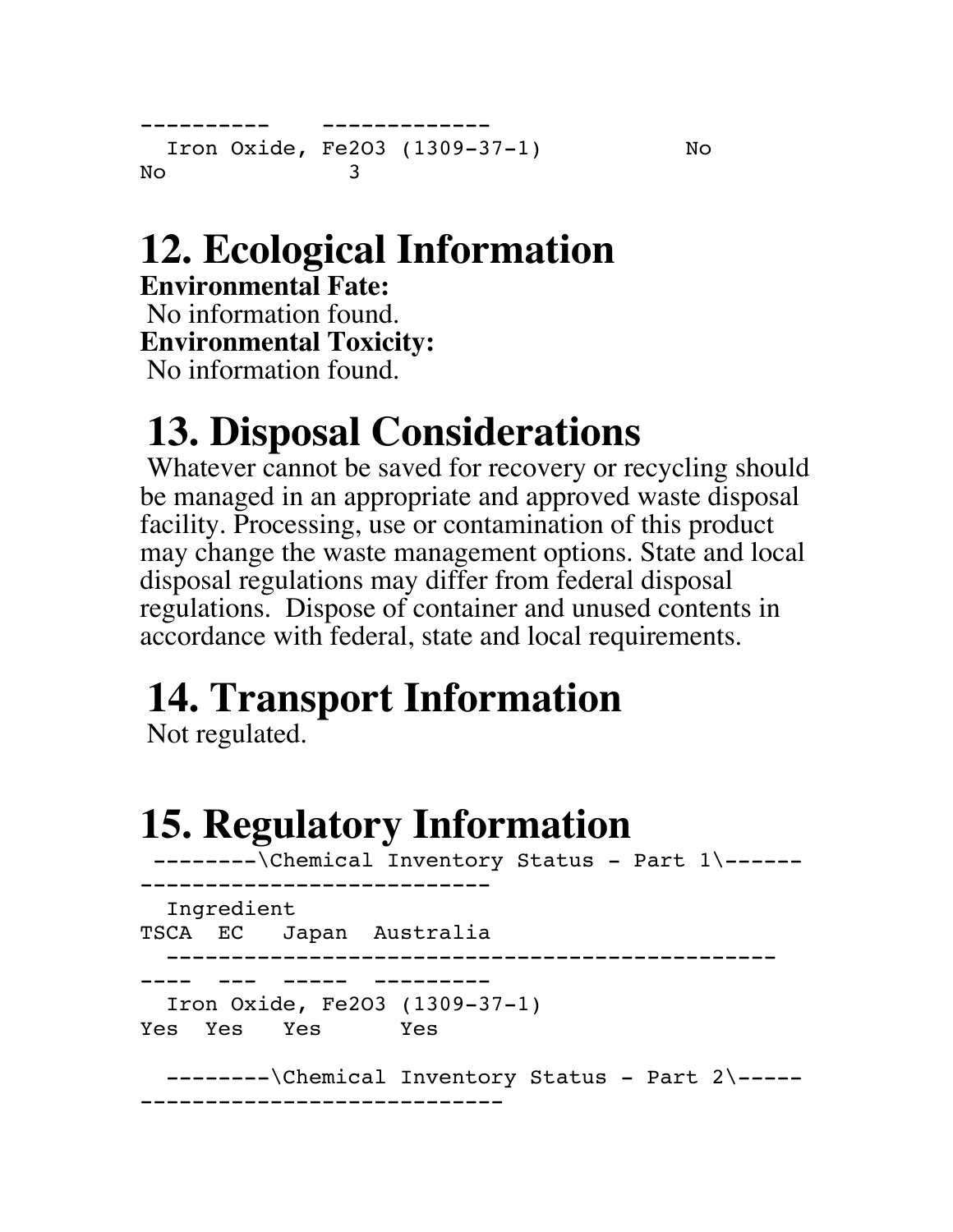```
----------    ------------
  Iron Oxide, Fe2O3 (1309-37-1)          No
No             3
```

# 12. Ecological Information

**Environmental Fate:**

No information found.

**Environmental Toxicity:**

No information found.

# 13. Disposal Considerations

Whatever cannot be saved for recovery or recycling should be managed in an appropriate and approved waste disposal facility. Processing, use or contamination of this product may change the waste management options. State and local disposal regulations may differ from federal disposal regulations. Dispose of container and unused contents in accordance with federal, state and local requirements.

# 14. Transport Information

Not regulated.

# 15. Regulatory Information

```
 --------\Chemical Inventory Status - Part 1\------
---------------------------
  Ingredient
TSCA  EC   Japan  Australia
  ---------------------------------------------
----  ---  -----  ---------
  Iron Oxide, Fe2O3 (1309-37-1)
Yes  Yes   Yes      Yes

  --------\Chemical Inventory Status - Part 2\-----
---------------------------
```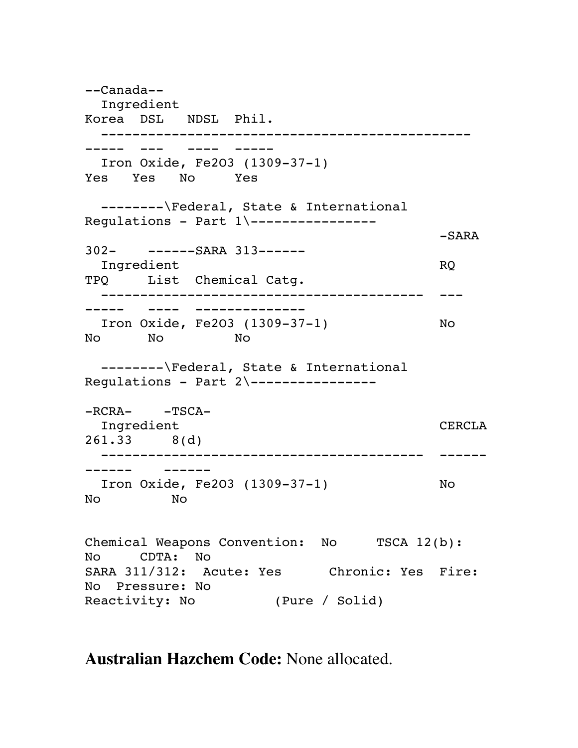--Canada--

| Ingredient | Korea | DSL | NDSL | Phil. |
| --- | --- | --- | --- | --- |
| Iron Oxide, $Fe_2O_3$ (1309-37-1) | Yes | Yes | No | Yes |

--------\Federal, State & International Regulations - Part 1\----------------

| Ingredient | -SARA 302- RQ | -SARA 302- TPQ | ------SARA 313------ List | ------SARA 313------ Chemical Catg. |
| --- | --- | --- | --- | --- |
| Iron Oxide, $Fe_2O_3$ (1309-37-1) | No | No | No | No |

--------\Federal, State & International Regulations - Part 2\----------------

| Ingredient | CERCLA | -RCRA- 261.33 | -TSCA- 8(d) |
| --- | --- | --- | --- |
| Iron Oxide, $Fe_2O_3$ (1309-37-1) | No | No | No |

Chemical Weapons Convention: No TSCA 12(b): No CDTA: No
SARA 311/312: Acute: Yes Chronic: Yes Fire: No Pressure: No
Reactivity: No (Pure / Solid)

**Australian Hazchem Code:** None allocated.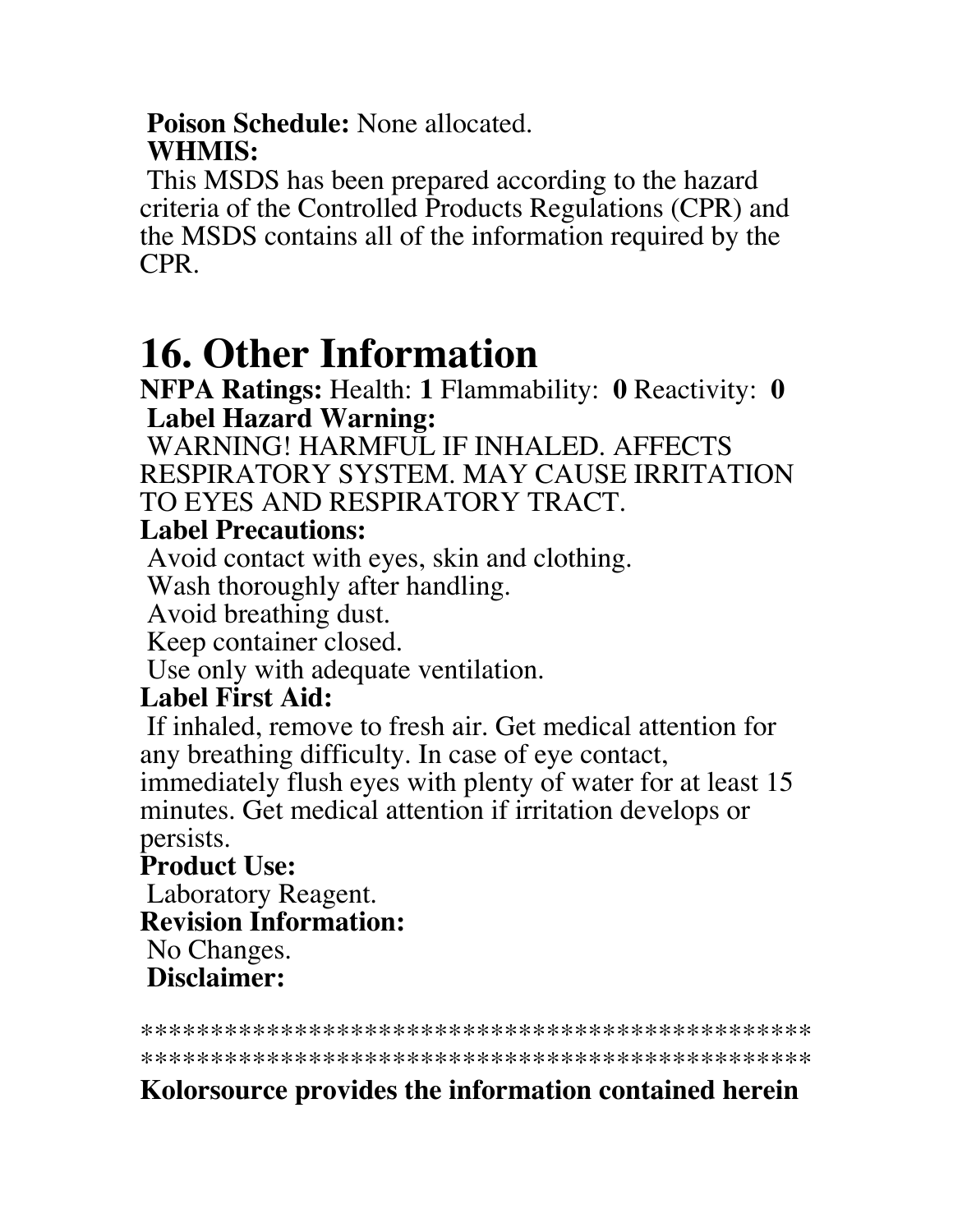**Poison Schedule:** None allocated.

**WHMIS:**

This MSDS has been prepared according to the hazard criteria of the Controlled Products Regulations (CPR) and the MSDS contains all of the information required by the CPR.

# 16. Other Information

**NFPA Ratings:** Health: **1** Flammability: **0** Reactivity: **0**

**Label Hazard Warning:**

WARNING! HARMFUL IF INHALED. AFFECTS RESPIRATORY SYSTEM. MAY CAUSE IRRITATION TO EYES AND RESPIRATORY TRACT.

**Label Precautions:**

Avoid contact with eyes, skin and clothing.
Wash thoroughly after handling.
Avoid breathing dust.
Keep container closed.
Use only with adequate ventilation.

**Label First Aid:**

If inhaled, remove to fresh air. Get medical attention for any breathing difficulty. In case of eye contact, immediately flush eyes with plenty of water for at least 15 minutes. Get medical attention if irritation develops or persists.

**Product Use:**

Laboratory Reagent.

**Revision Information:**

No Changes.

**Disclaimer:**

**********************************************
**********************************************

**Kolorsource provides the information contained herein**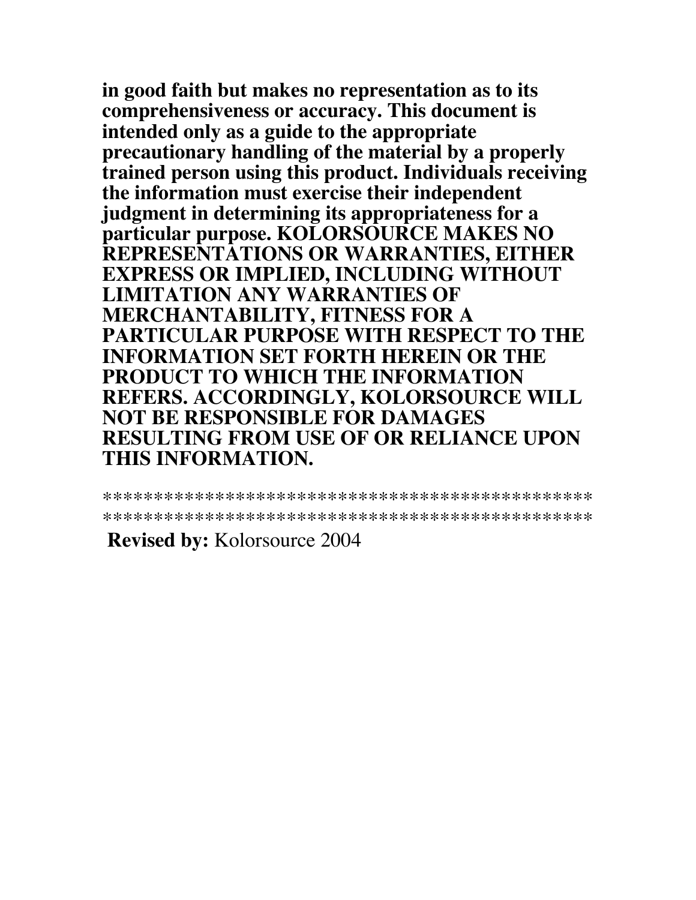**in good faith but makes no representation as to its comprehensiveness or accuracy. This document is intended only as a guide to the appropriate precautionary handling of the material by a properly trained person using this product. Individuals receiving the information must exercise their independent judgment in determining its appropriateness for a particular purpose. KOLORSOURCE MAKES NO REPRESENTATIONS OR WARRANTIES, EITHER EXPRESS OR IMPLIED, INCLUDING WITHOUT LIMITATION ANY WARRANTIES OF MERCHANTABILITY, FITNESS FOR A PARTICULAR PURPOSE WITH RESPECT TO THE INFORMATION SET FORTH HEREIN OR THE PRODUCT TO WHICH THE INFORMATION REFERS. ACCORDINGLY, KOLORSOURCE WILL NOT BE RESPONSIBLE FOR DAMAGES RESULTING FROM USE OF OR RELIANCE UPON THIS INFORMATION.**

************************************************
************************************************

**Revised by:** Kolorsource 2004